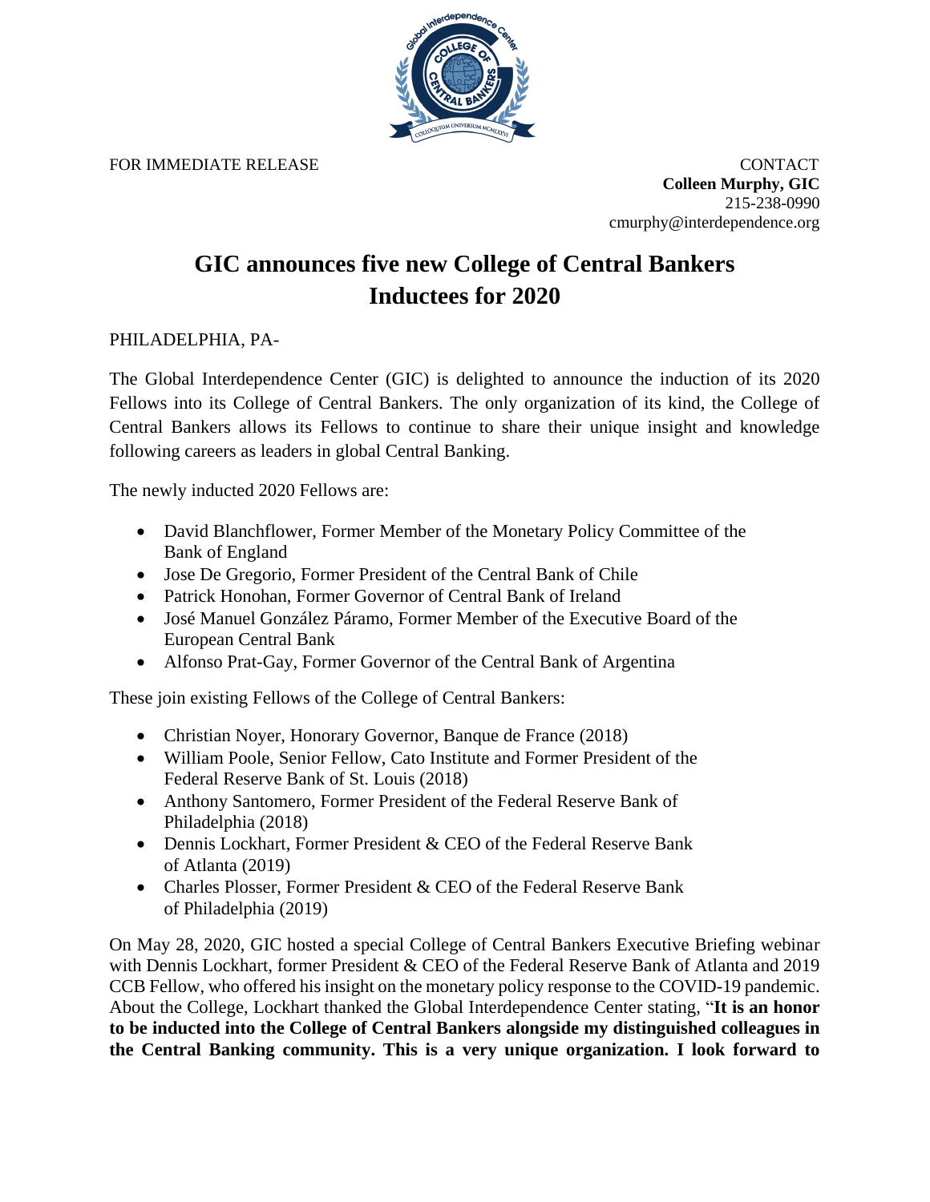FOR IMMEDIATE RELEASE

CONTACT
**Colleen Murphy, GIC**
215-238-0990
cmurphy@interdependence.org

# GIC announces five new College of Central Bankers Inductees for 2020

PHILADELPHIA, PA-

The Global Interdependence Center (GIC) is delighted to announce the induction of its 2020 Fellows into its College of Central Bankers. The only organization of its kind, the College of Central Bankers allows its Fellows to continue to share their unique insight and knowledge following careers as leaders in global Central Banking.

The newly inducted 2020 Fellows are:

- David Blanchflower, Former Member of the Monetary Policy Committee of the Bank of England
- Jose De Gregorio, Former President of the Central Bank of Chile
- Patrick Honohan, Former Governor of Central Bank of Ireland
- José Manuel González Páramo, Former Member of the Executive Board of the European Central Bank
- Alfonso Prat-Gay, Former Governor of the Central Bank of Argentina

These join existing Fellows of the College of Central Bankers:

- Christian Noyer, Honorary Governor, Banque de France (2018)
- William Poole, Senior Fellow, Cato Institute and Former President of the Federal Reserve Bank of St. Louis (2018)
- Anthony Santomero, Former President of the Federal Reserve Bank of Philadelphia (2018)
- Dennis Lockhart, Former President & CEO of the Federal Reserve Bank of Atlanta (2019)
- Charles Plosser, Former President & CEO of the Federal Reserve Bank of Philadelphia (2019)

On May 28, 2020, GIC hosted a special College of Central Bankers Executive Briefing webinar with Dennis Lockhart, former President & CEO of the Federal Reserve Bank of Atlanta and 2019 CCB Fellow, who offered his insight on the monetary policy response to the COVID-19 pandemic. About the College, Lockhart thanked the Global Interdependence Center stating, "**It is an honor to be inducted into the College of Central Bankers alongside my distinguished colleagues in the Central Banking community. This is a very unique organization. I look forward to**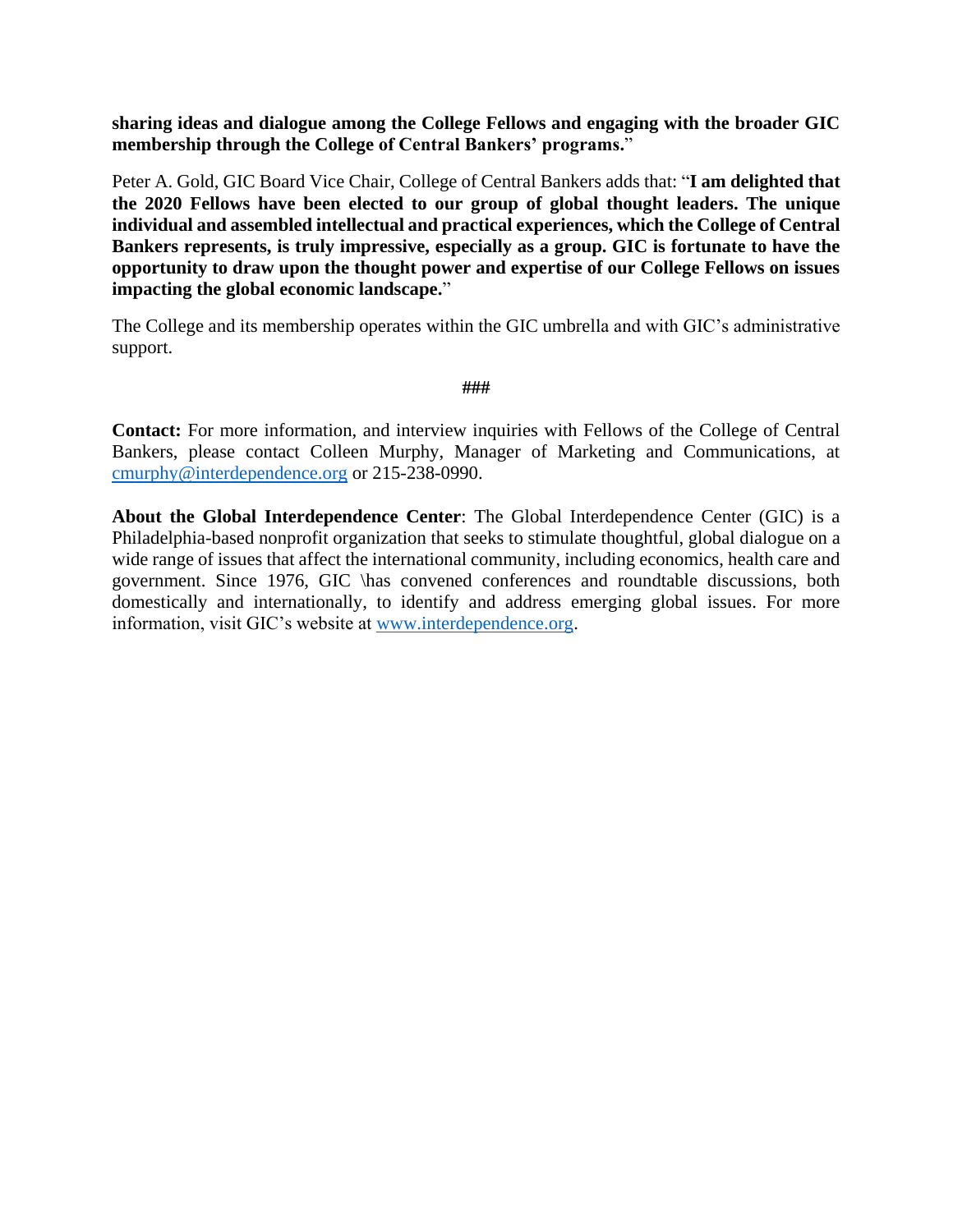**sharing ideas and dialogue among the College Fellows and engaging with the broader GIC membership through the College of Central Bankers' programs.**"

Peter A. Gold, GIC Board Vice Chair, College of Central Bankers adds that: "**I am delighted that the 2020 Fellows have been elected to our group of global thought leaders. The unique individual and assembled intellectual and practical experiences, which the College of Central Bankers represents, is truly impressive, especially as a group. GIC is fortunate to have the opportunity to draw upon the thought power and expertise of our College Fellows on issues impacting the global economic landscape.**"

The College and its membership operates within the GIC umbrella and with GIC's administrative support.

###

**Contact:** For more information, and interview inquiries with Fellows of the College of Central Bankers, please contact Colleen Murphy, Manager of Marketing and Communications, at cmurphy@interdependence.org or 215-238-0990.

**About the Global Interdependence Center**: The Global Interdependence Center (GIC) is a Philadelphia-based nonprofit organization that seeks to stimulate thoughtful, global dialogue on a wide range of issues that affect the international community, including economics, health care and government. Since 1976, GIC \has convened conferences and roundtable discussions, both domestically and internationally, to identify and address emerging global issues. For more information, visit GIC's website at www.interdependence.org.